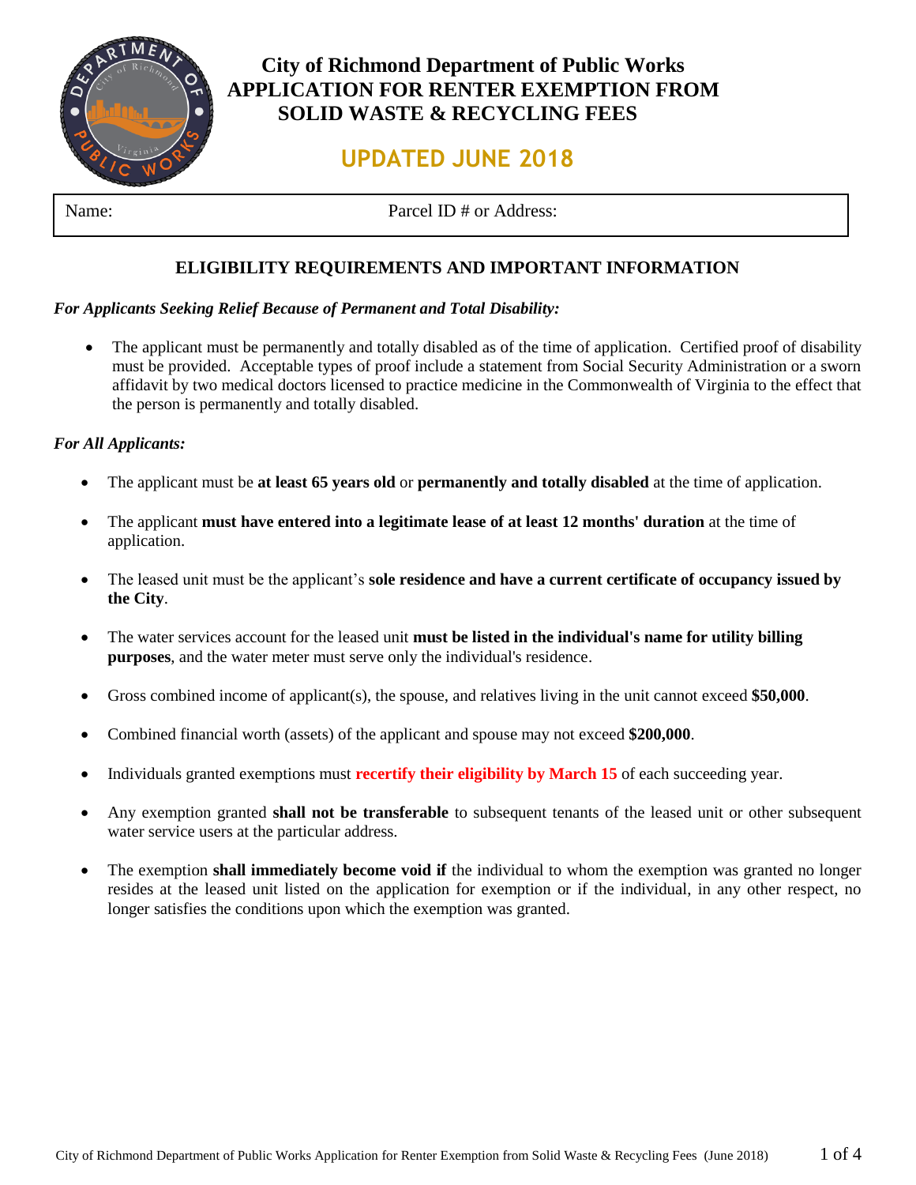# City of Richmond Department of Public Works
# APPLICATION FOR RENTER EXEMPTION FROM SOLID WASTE & RECYCLING FEES

## UPDATED JUNE 2018

| | |
|---|---|
| Name: | Parcel ID # or Address: |

## ELIGIBILITY REQUIREMENTS AND IMPORTANT INFORMATION

***For Applicants Seeking Relief Because of Permanent and Total Disability:***

- The applicant must be permanently and totally disabled as of the time of application. Certified proof of disability must be provided. Acceptable types of proof include a statement from Social Security Administration or a sworn affidavit by two medical doctors licensed to practice medicine in the Commonwealth of Virginia to the effect that the person is permanently and totally disabled.

***For All Applicants:***

- The applicant must be **at least 65 years old** or **permanently and totally disabled** at the time of application.
- The applicant **must have entered into a legitimate lease of at least 12 months' duration** at the time of application.
- The leased unit must be the applicant's **sole residence and have a current certificate of occupancy issued by the City**.
- The water services account for the leased unit **must be listed in the individual's name for utility billing purposes**, and the water meter must serve only the individual's residence.
- Gross combined income of applicant(s), the spouse, and relatives living in the unit cannot exceed **$50,000**.
- Combined financial worth (assets) of the applicant and spouse may not exceed **$200,000**.
- Individuals granted exemptions must **recertify their eligibility by March 15** of each succeeding year.
- Any exemption granted **shall not be transferable** to subsequent tenants of the leased unit or other subsequent water service users at the particular address.
- The exemption **shall immediately become void if** the individual to whom the exemption was granted no longer resides at the leased unit listed on the application for exemption or if the individual, in any other respect, no longer satisfies the conditions upon which the exemption was granted.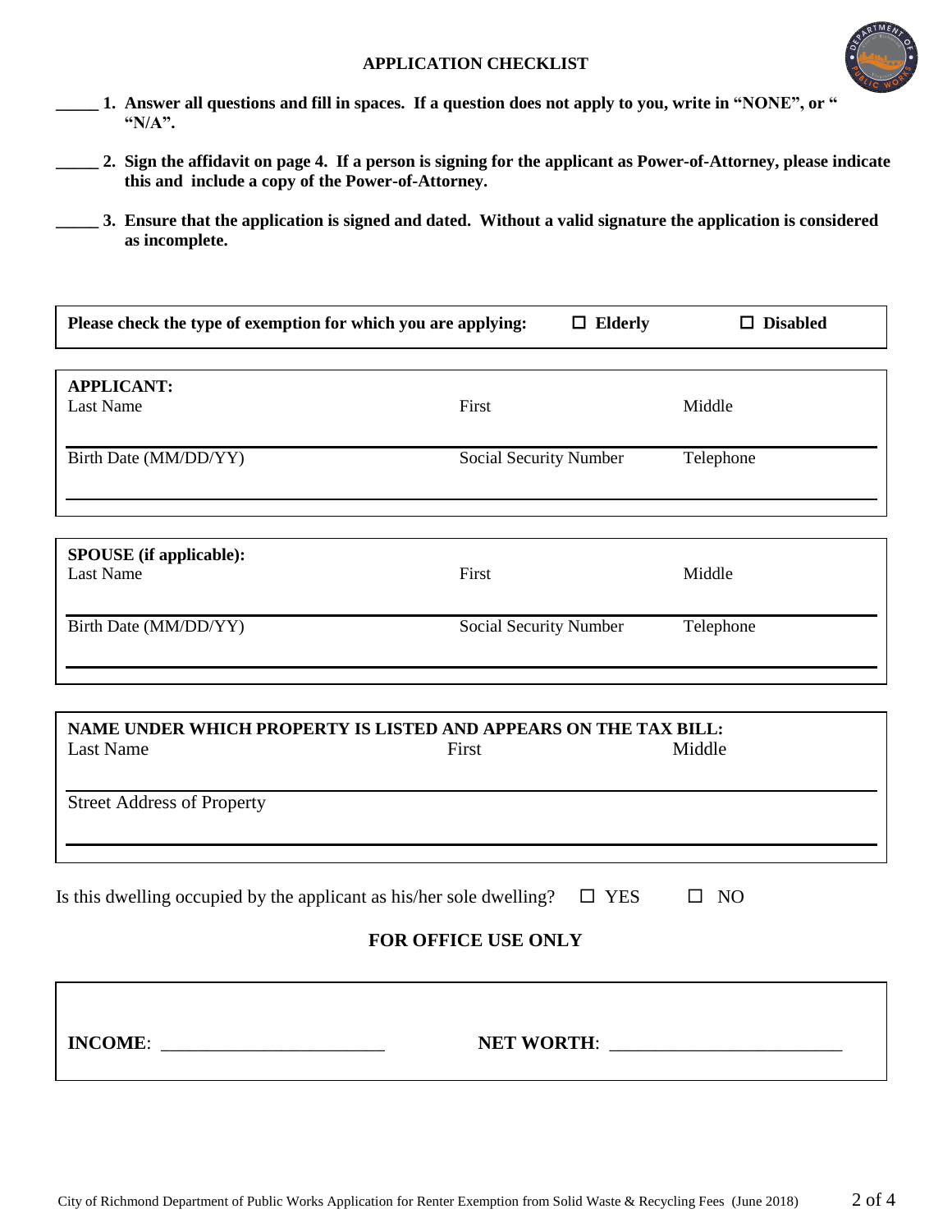## APPLICATION CHECKLIST

**_____ 1. Answer all questions and fill in spaces. If a question does not apply to you, write in "NONE", or " "N/A".**

**_____ 2. Sign the affidavit on page 4. If a person is signing for the applicant as Power-of-Attorney, please indicate this and include a copy of the Power-of-Attorney.**

**_____ 3. Ensure that the application is signed and dated. Without a valid signature the application is considered as incomplete.**

**Please check the type of exemption for which you are applying:** ☐ **Elderly** ☐ **Disabled**

**APPLICANT:**

| Last Name | First | Middle |
|---|---|---|
| | | |
| **Birth Date (MM/DD/YY)** | **Social Security Number** | **Telephone** |
| | | |

**SPOUSE (if applicable):**

| Last Name | First | Middle |
|---|---|---|
| | | |
| **Birth Date (MM/DD/YY)** | **Social Security Number** | **Telephone** |
| | | |

**NAME UNDER WHICH PROPERTY IS LISTED AND APPEARS ON THE TAX BILL:**

| Last Name | First | Middle |
|---|---|---|
| | | |

Street Address of Property

Is this dwelling occupied by the applicant as his/her sole dwelling? ☐ YES ☐ NO

### FOR OFFICE USE ONLY

**INCOME**: ________________________ **NET WORTH**: _________________________

City of Richmond Department of Public Works Application for Renter Exemption from Solid Waste & Recycling Fees (June 2018)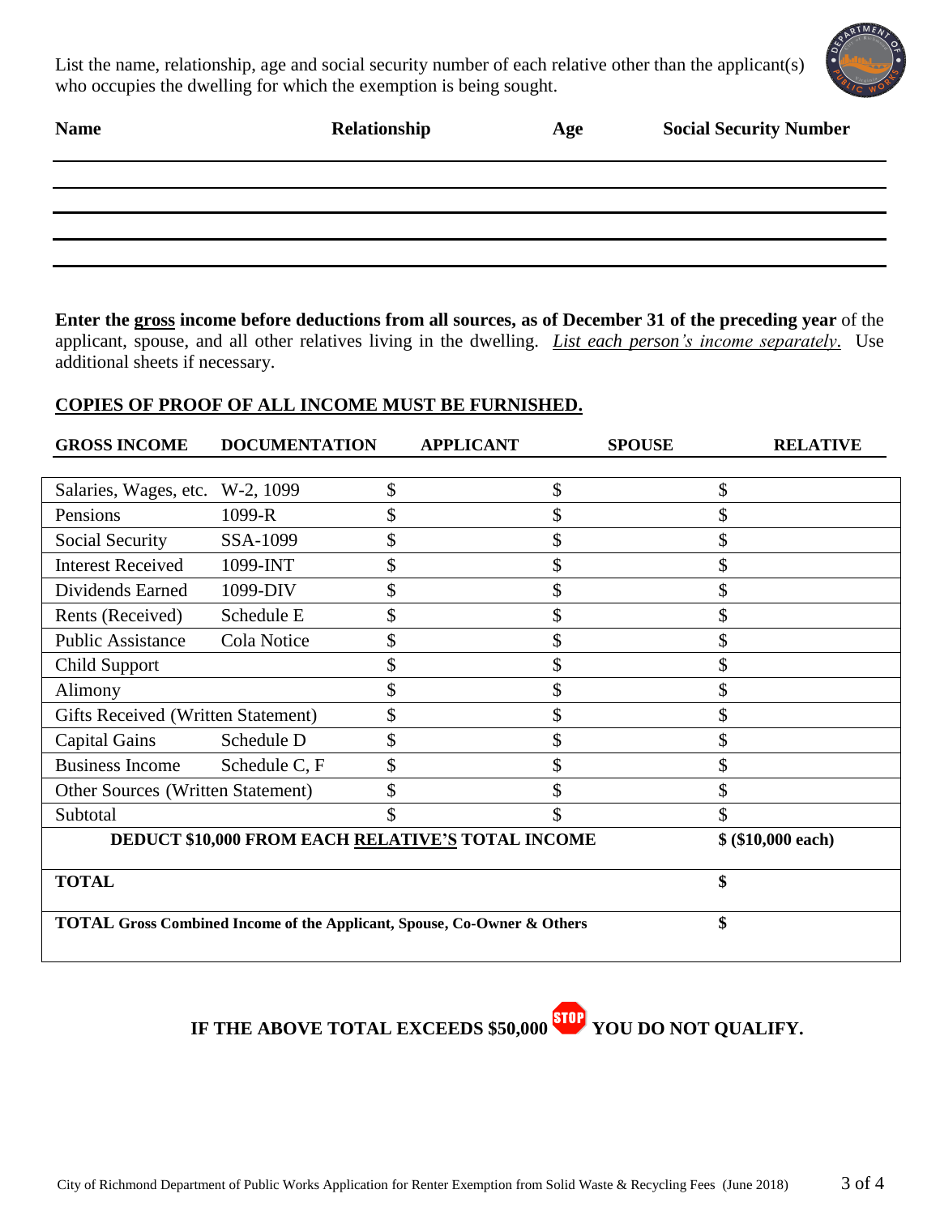List the name, relationship, age and social security number of each relative other than the applicant(s) who occupies the dwelling for which the exemption is being sought.

| Name | Relationship | Age | Social Security Number |
|---|---|---|---|
| | | | |
| | | | |
| | | | |
| | | | |

**Enter the <u>gross</u> income before deductions from all sources, as of December 31 of the preceding year** of the applicant, spouse, and all other relatives living in the dwelling. *<u>List each person's income separately.</u>* Use additional sheets if necessary.

**<u>COPIES OF PROOF OF ALL INCOME MUST BE FURNISHED.</u>**

| GROSS INCOME | DOCUMENTATION | APPLICANT | SPOUSE | RELATIVE |
|---|---|---|---|---|
| Salaries, Wages, etc. | W-2, 1099 | $ | $ | $ |
| Pensions | 1099-R | $ | $ | $ |
| Social Security | SSA-1099 | $ | $ | $ |
| Interest Received | 1099-INT | $ | $ | $ |
| Dividends Earned | 1099-DIV | $ | $ | $ |
| Rents (Received) | Schedule E | $ | $ | $ |
| Public Assistance | Cola Notice | $ | $ | $ |
| Child Support | | $ | $ | $ |
| Alimony | | $ | $ | $ |
| Gifts Received (Written Statement) | | $ | $ | $ |
| Capital Gains | Schedule D | $ | $ | $ |
| Business Income | Schedule C, F | $ | $ | $ |
| Other Sources (Written Statement) | | $ | $ | $ |
| Subtotal | | $ | $ | $ |
| **DEDUCT $10,000 FROM EACH <u>RELATIVE'S</u> TOTAL INCOME** | | | | **$ ($10,000 each)** |
| **TOTAL** | | | | **$** |
| **TOTAL Gross Combined Income of the Applicant, Spouse, Co-Owner & Others** | | | | **$** |

**IF THE ABOVE TOTAL EXCEEDS $50,000 STOP YOU DO NOT QUALIFY.**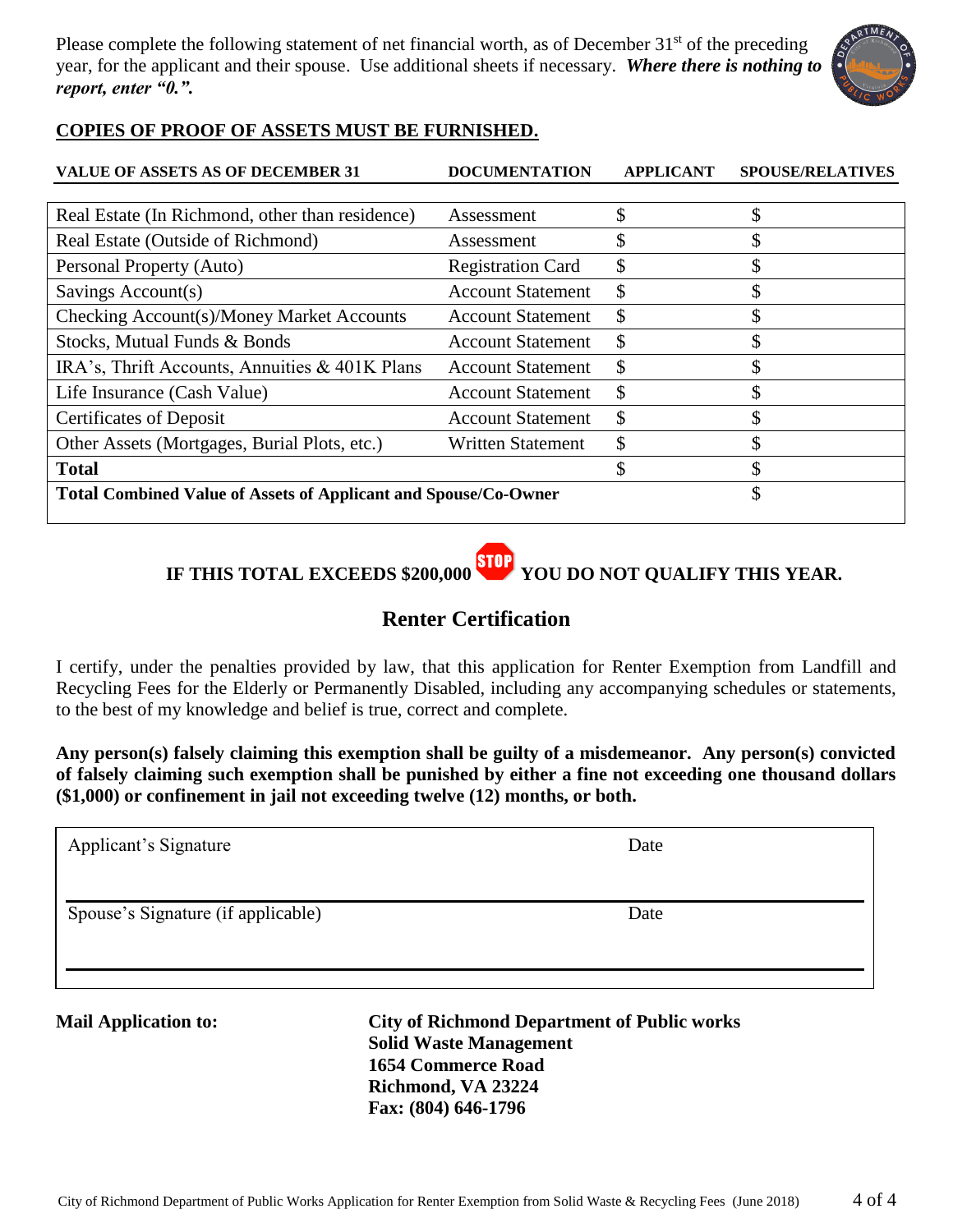Please complete the following statement of net financial worth, as of December 31st of the preceding year, for the applicant and their spouse. Use additional sheets if necessary. ***Where there is nothing to report, enter "0.".***

**COPIES OF PROOF OF ASSETS MUST BE FURNISHED.**

| VALUE OF ASSETS AS OF DECEMBER 31 | DOCUMENTATION | APPLICANT | SPOUSE/RELATIVES |
|---|---|---|---|
| Real Estate (In Richmond, other than residence) | Assessment | $ | $ |
| Real Estate (Outside of Richmond) | Assessment | $ | $ |
| Personal Property (Auto) | Registration Card | $ | $ |
| Savings Account(s) | Account Statement | $ | $ |
| Checking Account(s)/Money Market Accounts | Account Statement | $ | $ |
| Stocks, Mutual Funds & Bonds | Account Statement | $ | $ |
| IRA's, Thrift Accounts, Annuities & 401K Plans | Account Statement | $ | $ |
| Life Insurance (Cash Value) | Account Statement | $ | $ |
| Certificates of Deposit | Account Statement | $ | $ |
| Other Assets (Mortgages, Burial Plots, etc.) | Written Statement | $ | $ |
| **Total** | | $ | $ |
| **Total Combined Value of Assets of Applicant and Spouse/Co-Owner** | | | $ |

**IF THIS TOTAL EXCEEDS $200,000 STOP YOU DO NOT QUALIFY THIS YEAR.**

## Renter Certification

I certify, under the penalties provided by law, that this application for Renter Exemption from Landfill and Recycling Fees for the Elderly or Permanently Disabled, including any accompanying schedules or statements, to the best of my knowledge and belief is true, correct and complete.

**Any person(s) falsely claiming this exemption shall be guilty of a misdemeanor. Any person(s) convicted of falsely claiming such exemption shall be punished by either a fine not exceeding one thousand dollars ($1,000) or confinement in jail not exceeding twelve (12) months, or both.**

| | |
|---|---|
| Applicant's Signature | Date |
| Spouse's Signature (if applicable) | Date |

**Mail Application to:**

**City of Richmond Department of Public works**
**Solid Waste Management**
**1654 Commerce Road**
**Richmond, VA 23224**
**Fax: (804) 646-1796**

City of Richmond Department of Public Works Application for Renter Exemption from Solid Waste & Recycling Fees (June 2018)